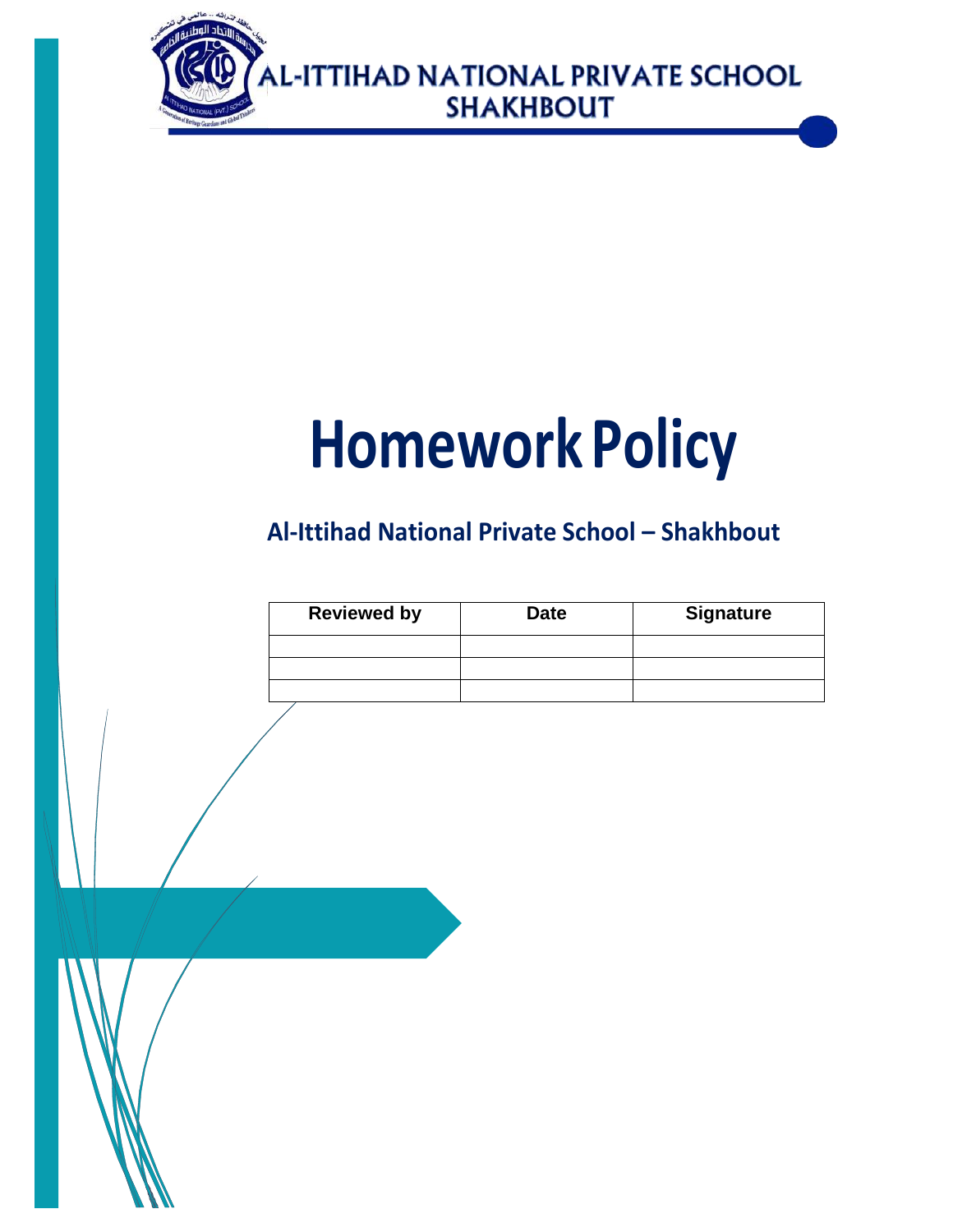AL-ITTIHAD NATIONAL PRIVATE SCHOOL
SHAKHBOUT

# Homework Policy

## Al-Ittihad National Private School – Shakhbout

| Reviewed by | Date | Signature |
|---|---|---|
| | | |
| | | |
| | | |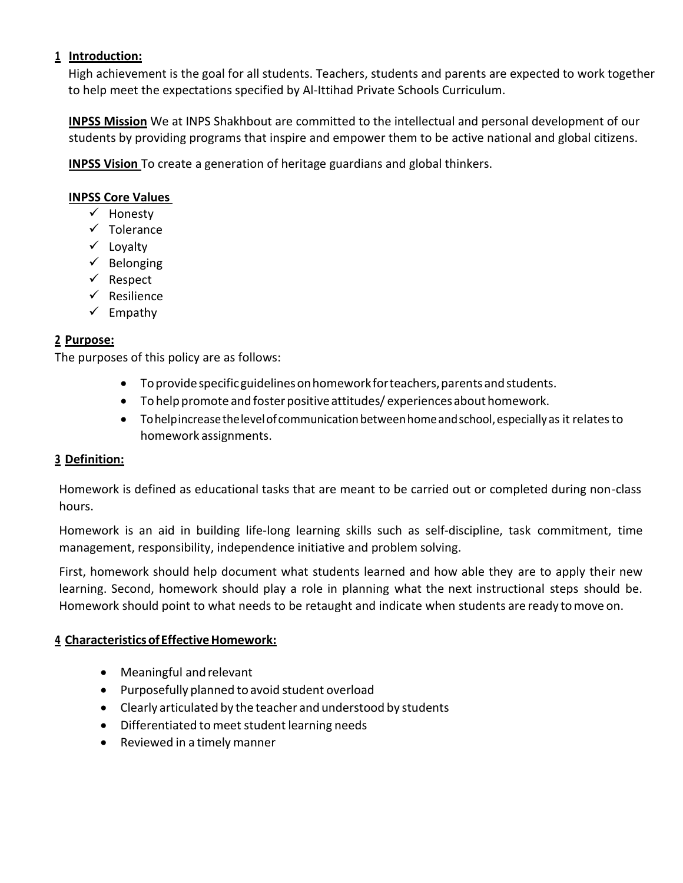## 1 Introduction:

High achievement is the goal for all students. Teachers, students and parents are expected to work together to help meet the expectations specified by Al-Ittihad Private Schools Curriculum.

**INPSS Mission** We at INPS Shakhbout are committed to the intellectual and personal development of our students by providing programs that inspire and empower them to be active national and global citizens.

**INPSS Vision** To create a generation of heritage guardians and global thinkers.

**INPSS Core Values**

- ✓ Honesty
- ✓ Tolerance
- ✓ Loyalty
- ✓ Belonging
- ✓ Respect
- ✓ Resilience
- ✓ Empathy

## 2 Purpose:

The purposes of this policy are as follows:

- To provide specific guidelines on homework for teachers, parents and students.
- To help promote and foster positive attitudes/ experiences about homework.
- To help increase the level of communication between home and school, especially as it relates to homework assignments.

## 3 Definition:

Homework is defined as educational tasks that are meant to be carried out or completed during non-class hours.

Homework is an aid in building life-long learning skills such as self-discipline, task commitment, time management, responsibility, independence initiative and problem solving.

First, homework should help document what students learned and how able they are to apply their new learning. Second, homework should play a role in planning what the next instructional steps should be. Homework should point to what needs to be retaught and indicate when students are ready to move on.

## 4 Characteristics of Effective Homework:

- Meaningful and relevant
- Purposefully planned to avoid student overload
- Clearly articulated by the teacher and understood by students
- Differentiated to meet student learning needs
- Reviewed in a timely manner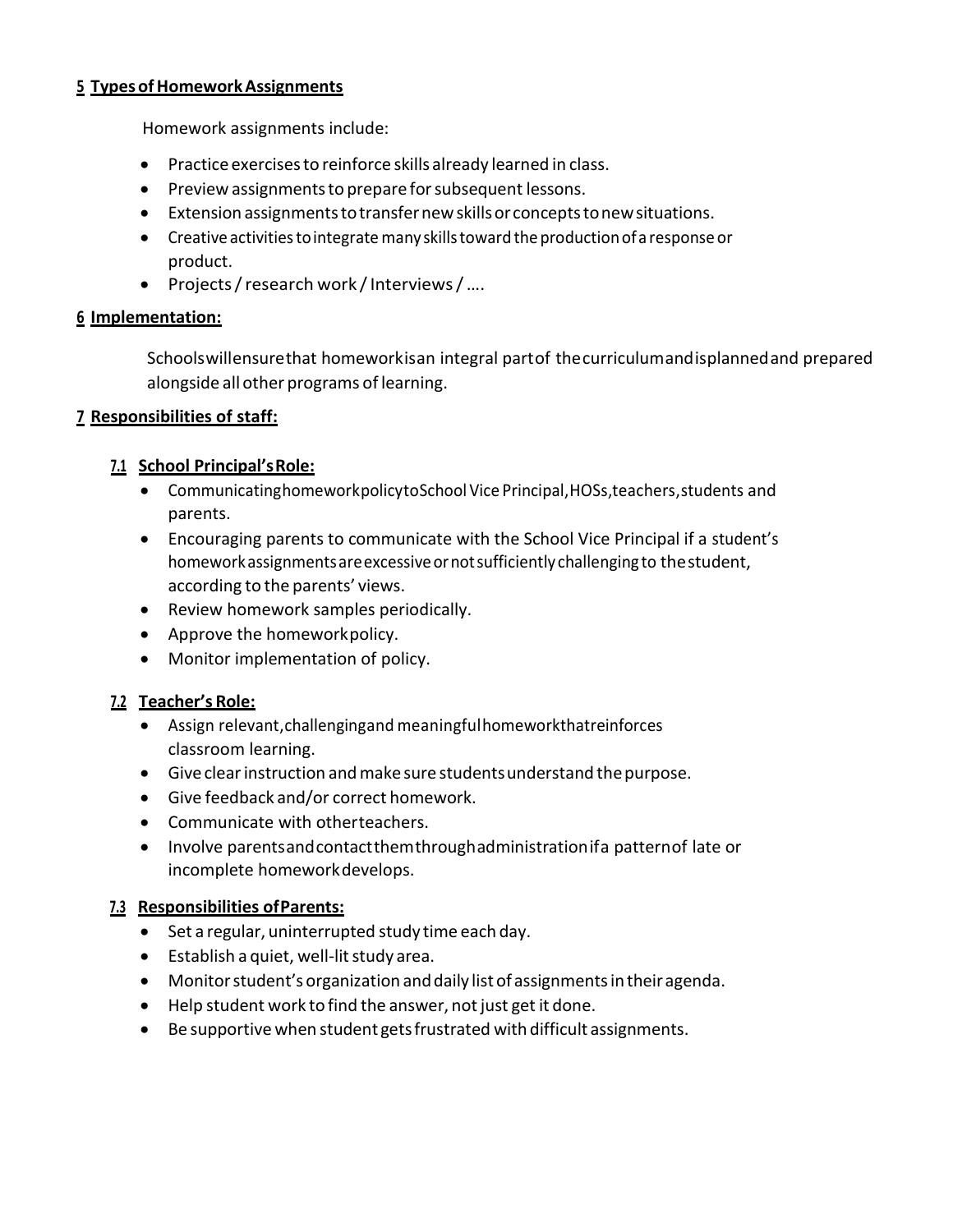## 5 Types of Homework Assignments

Homework assignments include:

- Practice exercises to reinforce skills already learned in class.
- Preview assignments to prepare for subsequent lessons.
- Extension assignments to transfer new skills or concepts to new situations.
- Creative activities to integrate many skills toward the production of a response or product.
- Projects / research work / Interviews / ….

## 6 Implementation:

Schools will ensure that homework is an integral part of the curriculum and is planned and prepared alongside all other programs of learning.

## 7 Responsibilities of staff:

### 7.1 School Principal's Role:

- Communicating homework policy to School Vice Principal, HOSs, teachers, students and parents.
- Encouraging parents to communicate with the School Vice Principal if a student's homework assignments are excessive or not sufficiently challenging to the student, according to the parents' views.
- Review homework samples periodically.
- Approve the homework policy.
- Monitor implementation of policy.

### 7.2 Teacher's Role:

- Assign relevant, challenging and meaningful homework that reinforces classroom learning.
- Give clear instruction and make sure students understand the purpose.
- Give feedback and/or correct homework.
- Communicate with other teachers.
- Involve parents and contact them through administration if a pattern of late or incomplete homework develops.

### 7.3 Responsibilities of Parents:

- Set a regular, uninterrupted study time each day.
- Establish a quiet, well-lit study area.
- Monitor student's organization and daily list of assignments in their agenda.
- Help student work to find the answer, not just get it done.
- Be supportive when student gets frustrated with difficult assignments.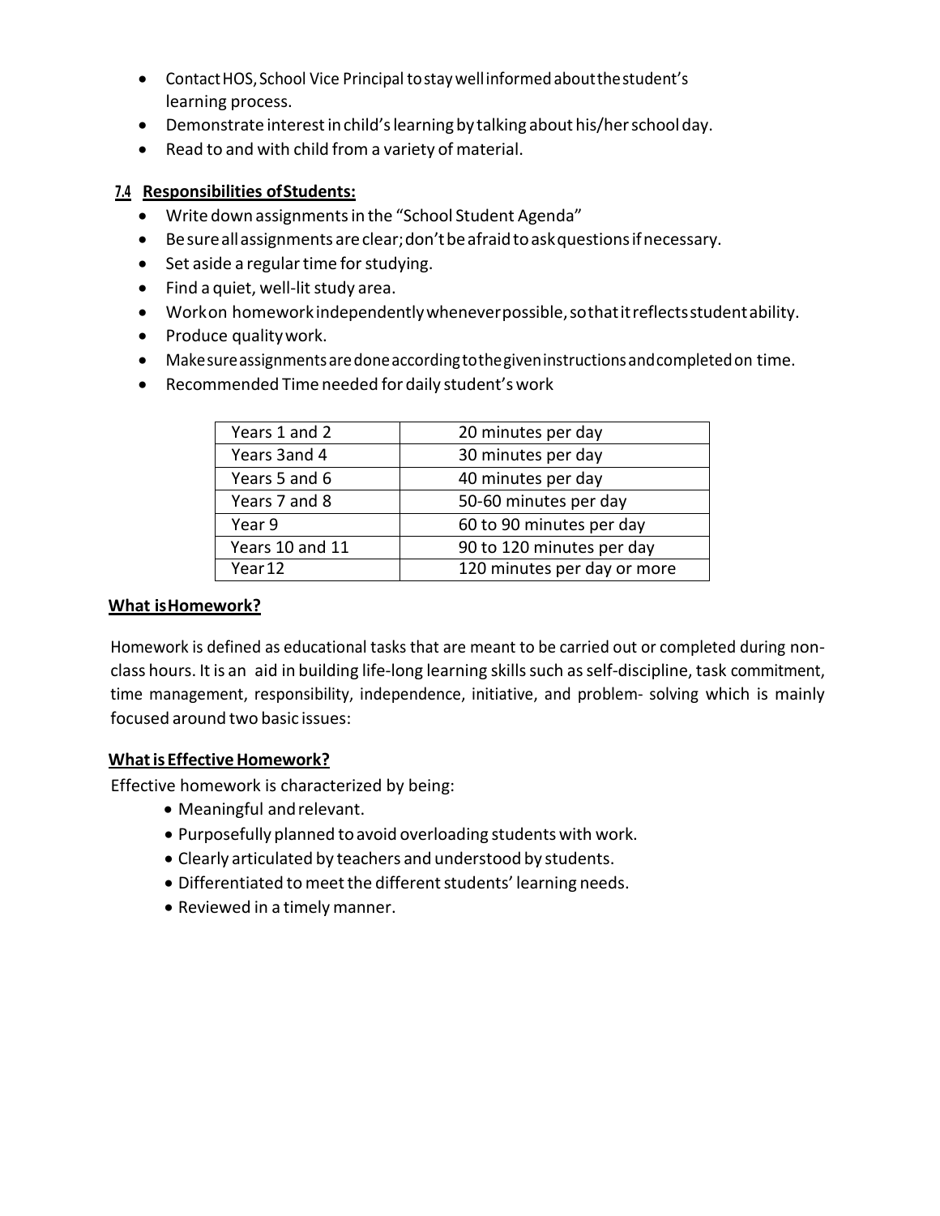- Contact HOS, School Vice Principal to stay well informed about the student's learning process.
- Demonstrate interest in child's learning by talking about his/her school day.
- Read to and with child from a variety of material.

### 7.4 Responsibilities of Students:

- Write down assignments in the "School Student Agenda"
- Be sure all assignments are clear; don't be afraid to ask questions if necessary.
- Set aside a regular time for studying.
- Find a quiet, well-lit study area.
- Work on homework independently whenever possible, so that it reflects student ability.
- Produce quality work.
- Make sure assignments are done according to the given instructions and completed on time.
- Recommended Time needed for daily student's work

| Years 1 and 2 | 20 minutes per day |
|---|---|
| Years 3and 4 | 30 minutes per day |
| Years 5 and 6 | 40 minutes per day |
| Years 7 and 8 | 50-60 minutes per day |
| Year 9 | 60 to 90 minutes per day |
| Years 10 and 11 | 90 to 120 minutes per day |
| Year12 | 120 minutes per day or more |

### What is Homework?

Homework is defined as educational tasks that are meant to be carried out or completed during non-class hours. It is an aid in building life-long learning skills such as self-discipline, task commitment, time management, responsibility, independence, initiative, and problem- solving which is mainly focused around two basic issues:

### What is Effective Homework?

Effective homework is characterized by being:

- Meaningful and relevant.
- Purposefully planned to avoid overloading students with work.
- Clearly articulated by teachers and understood by students.
- Differentiated to meet the different students' learning needs.
- Reviewed in a timely manner.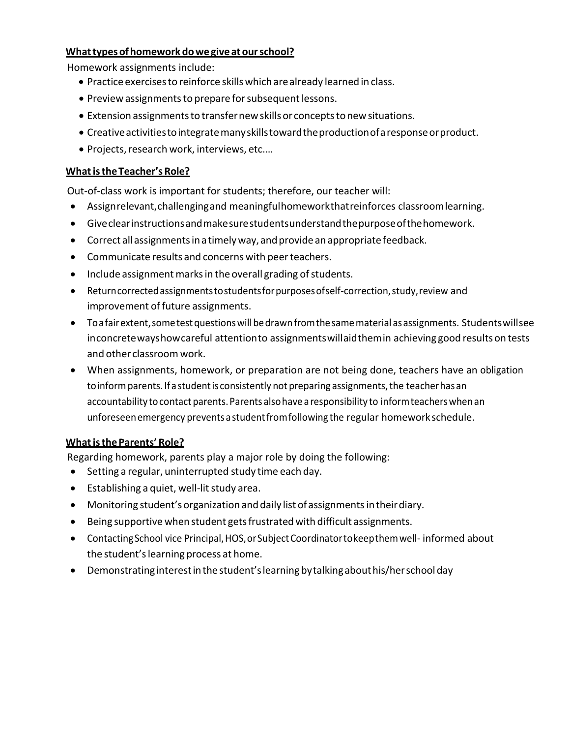**What types of homework do we give at our school?**

Homework assignments include:

- Practice exercises to reinforce skills which are already learned in class.
- Preview assignments to prepare for subsequent lessons.
- Extension assignments to transfer new skills or concepts to new situations.
- Creative activities to integrate many skills toward the production of a response or product.
- Projects, research work, interviews, etc.…

**What is the Teacher's Role?**

Out-of-class work is important for students; therefore, our teacher will:

- Assign relevant, challenging and meaningful homework that reinforces classroom learning.
- Give clear instructions and make sure students understand the purpose of the homework.
- Correct all assignments in a timely way, and provide an appropriate feedback.
- Communicate results and concerns with peer teachers.
- Include assignment marks in the overall grading of students.
- Return corrected assignments to students for purposes of self-correction, study, review and improvement of future assignments.
- To a fair extent, some test questions will be drawn from the same material as assignments. Students will see in concrete ways how careful attention to assignments will aid them in achieving good results on tests and other classroom work.
- When assignments, homework, or preparation are not being done, teachers have an obligation to inform parents. If a student is consistently not preparing assignments, the teacher has an accountability to contact parents. Parents also have a responsibility to inform teachers when an unforeseen emergency prevents a student from following the regular homework schedule.

**What is the Parents' Role?**

Regarding homework, parents play a major role by doing the following:

- Setting a regular, uninterrupted study time each day.
- Establishing a quiet, well-lit study area.
- Monitoring student's organization and daily list of assignments in their diary.
- Being supportive when student gets frustrated with difficult assignments.
- Contacting School vice Principal, HOS, or Subject Coordinator to keep them well- informed about the student's learning process at home.
- Demonstrating interest in the student's learning by talking about his/her school day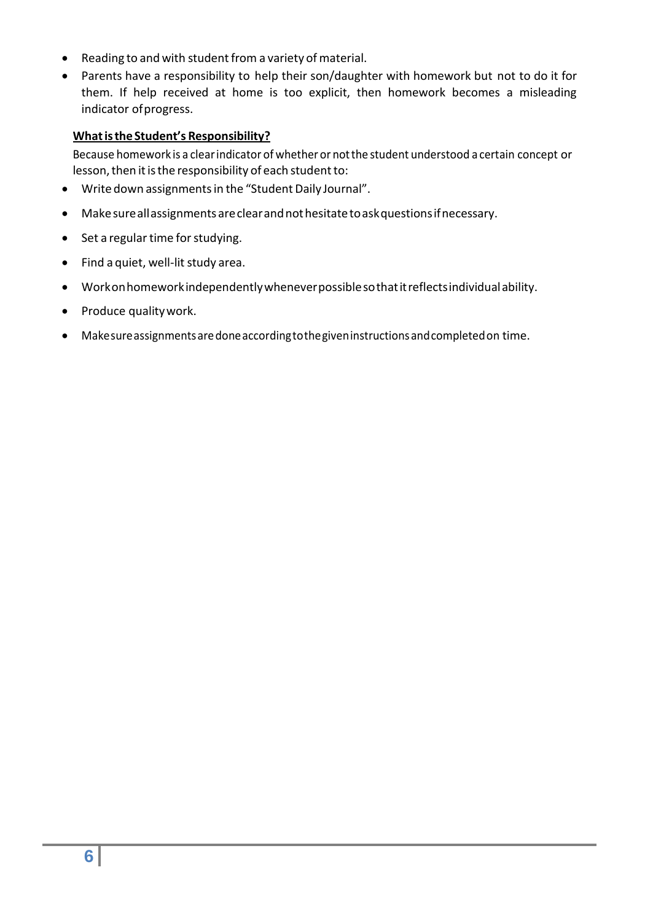- Reading to and with student from a variety of material.
- Parents have a responsibility to help their son/daughter with homework but not to do it for them. If help received at home is too explicit, then homework becomes a misleading indicator of progress.

**What is the Student's Responsibility?**

Because homework is a clear indicator of whether or not the student understood a certain concept or lesson, then it is the responsibility of each student to:

- Write down assignments in the "Student Daily Journal".
- Make sure all assignments are clear and not hesitate to ask questions if necessary.
- Set a regular time for studying.
- Find a quiet, well-lit study area.
- Work on homework independently whenever possible so that it reflects individual ability.
- Produce quality work.
- Make sure assignments are done according to the given instructions and completed on time.